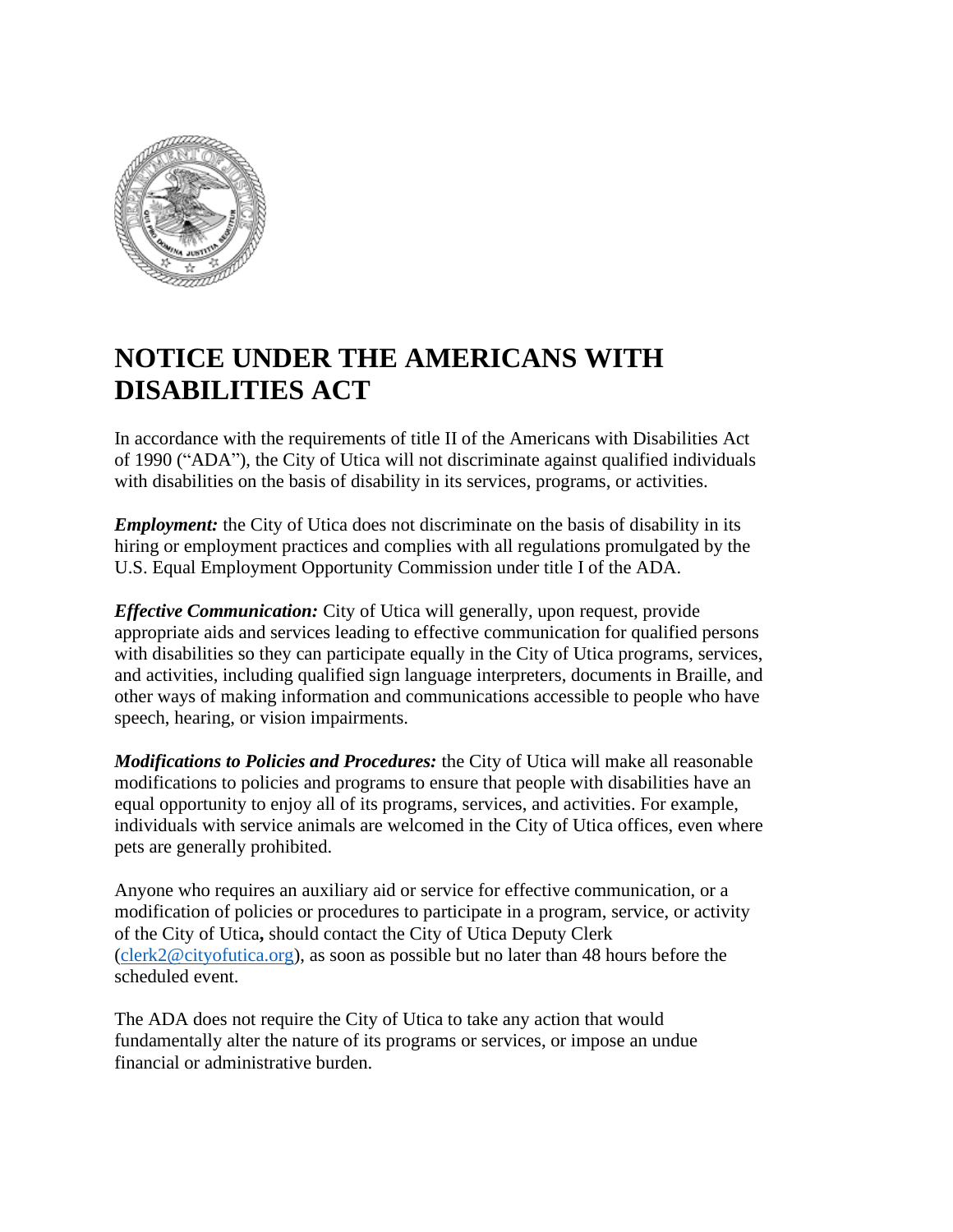# NOTICE UNDER THE AMERICANS WITH DISABILITIES ACT

In accordance with the requirements of title II of the Americans with Disabilities Act of 1990 ("ADA"), the City of Utica will not discriminate against qualified individuals with disabilities on the basis of disability in its services, programs, or activities.

***Employment:*** the City of Utica does not discriminate on the basis of disability in its hiring or employment practices and complies with all regulations promulgated by the U.S. Equal Employment Opportunity Commission under title I of the ADA.

***Effective Communication:*** City of Utica will generally, upon request, provide appropriate aids and services leading to effective communication for qualified persons with disabilities so they can participate equally in the City of Utica programs, services, and activities, including qualified sign language interpreters, documents in Braille, and other ways of making information and communications accessible to people who have speech, hearing, or vision impairments.

***Modifications to Policies and Procedures:*** the City of Utica will make all reasonable modifications to policies and programs to ensure that people with disabilities have an equal opportunity to enjoy all of its programs, services, and activities. For example, individuals with service animals are welcomed in the City of Utica offices, even where pets are generally prohibited.

Anyone who requires an auxiliary aid or service for effective communication, or a modification of policies or procedures to participate in a program, service, or activity of the City of Utica**,** should contact the City of Utica Deputy Clerk (clerk2@cityofutica.org), as soon as possible but no later than 48 hours before the scheduled event.

The ADA does not require the City of Utica to take any action that would fundamentally alter the nature of its programs or services, or impose an undue financial or administrative burden.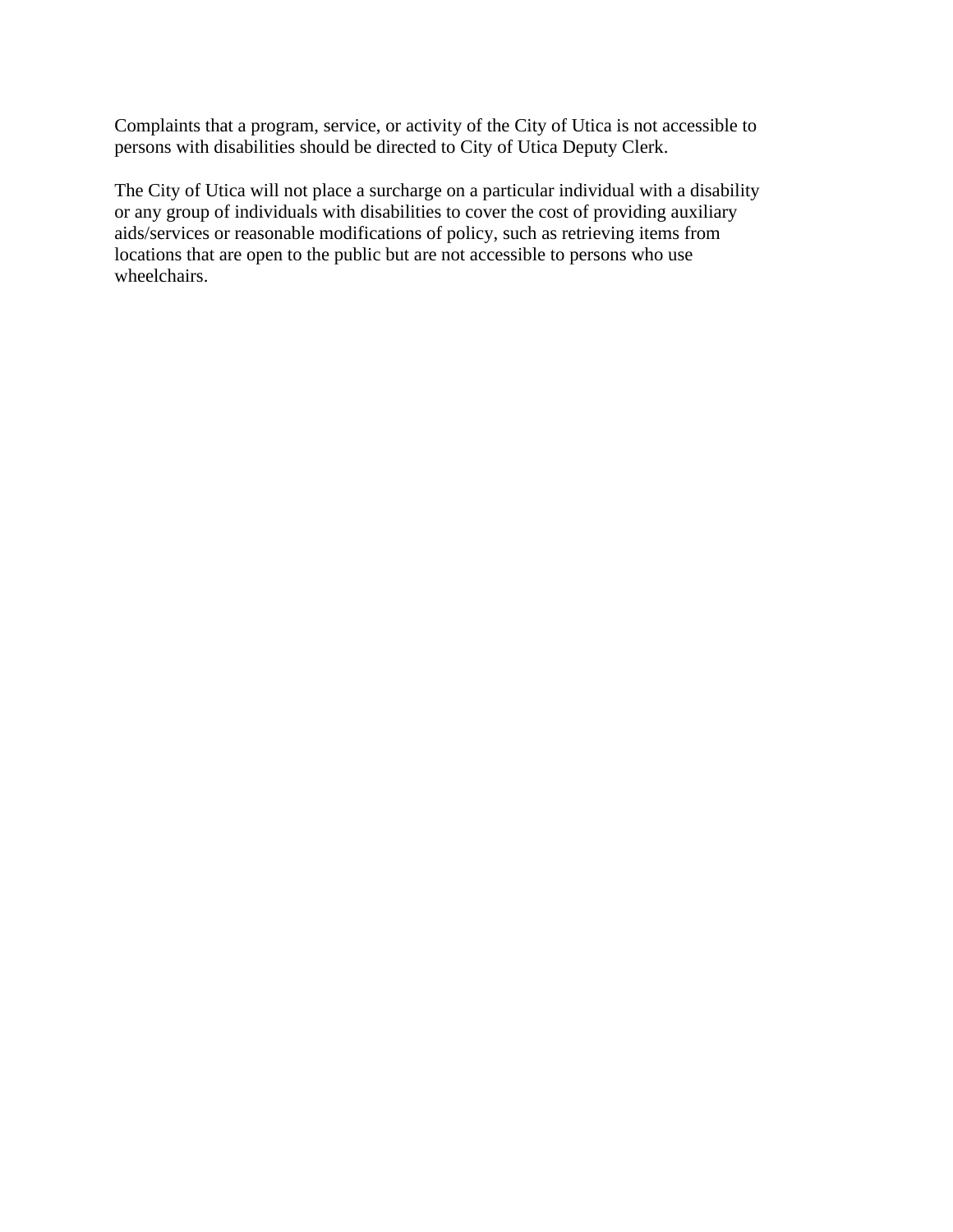Complaints that a program, service, or activity of the City of Utica is not accessible to persons with disabilities should be directed to City of Utica Deputy Clerk.

The City of Utica will not place a surcharge on a particular individual with a disability or any group of individuals with disabilities to cover the cost of providing auxiliary aids/services or reasonable modifications of policy, such as retrieving items from locations that are open to the public but are not accessible to persons who use wheelchairs.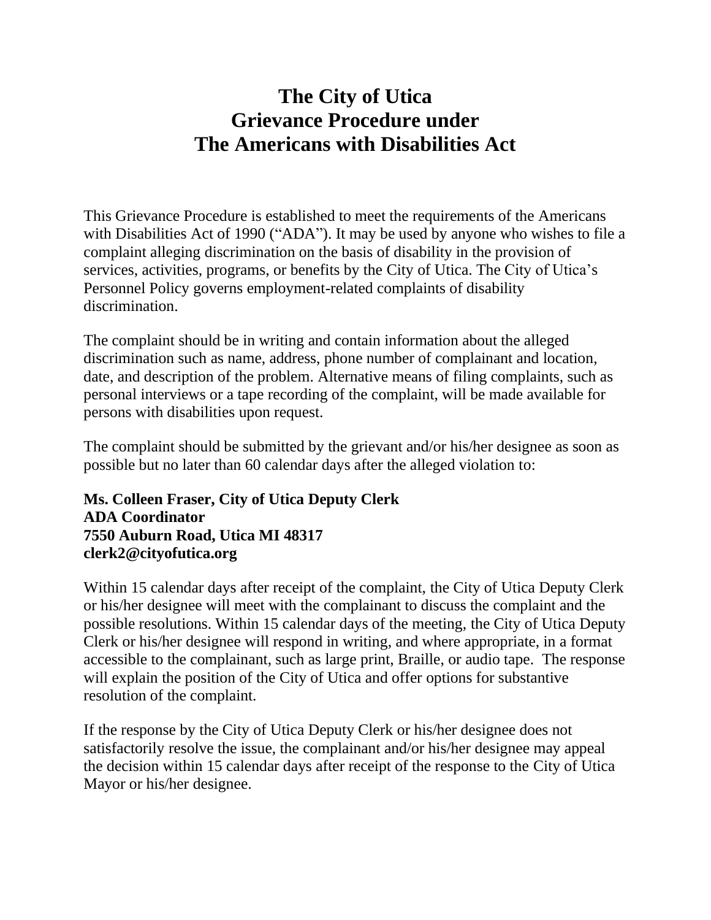# The City of Utica
# Grievance Procedure under
# The Americans with Disabilities Act

This Grievance Procedure is established to meet the requirements of the Americans with Disabilities Act of 1990 ("ADA"). It may be used by anyone who wishes to file a complaint alleging discrimination on the basis of disability in the provision of services, activities, programs, or benefits by the City of Utica. The City of Utica's Personnel Policy governs employment-related complaints of disability discrimination.

The complaint should be in writing and contain information about the alleged discrimination such as name, address, phone number of complainant and location, date, and description of the problem. Alternative means of filing complaints, such as personal interviews or a tape recording of the complaint, will be made available for persons with disabilities upon request.

The complaint should be submitted by the grievant and/or his/her designee as soon as possible but no later than 60 calendar days after the alleged violation to:

**Ms. Colleen Fraser, City of Utica Deputy Clerk**
**ADA Coordinator**
**7550 Auburn Road, Utica MI 48317**
**clerk2@cityofutica.org**

Within 15 calendar days after receipt of the complaint, the City of Utica Deputy Clerk or his/her designee will meet with the complainant to discuss the complaint and the possible resolutions. Within 15 calendar days of the meeting, the City of Utica Deputy Clerk or his/her designee will respond in writing, and where appropriate, in a format accessible to the complainant, such as large print, Braille, or audio tape. The response will explain the position of the City of Utica and offer options for substantive resolution of the complaint.

If the response by the City of Utica Deputy Clerk or his/her designee does not satisfactorily resolve the issue, the complainant and/or his/her designee may appeal the decision within 15 calendar days after receipt of the response to the City of Utica Mayor or his/her designee.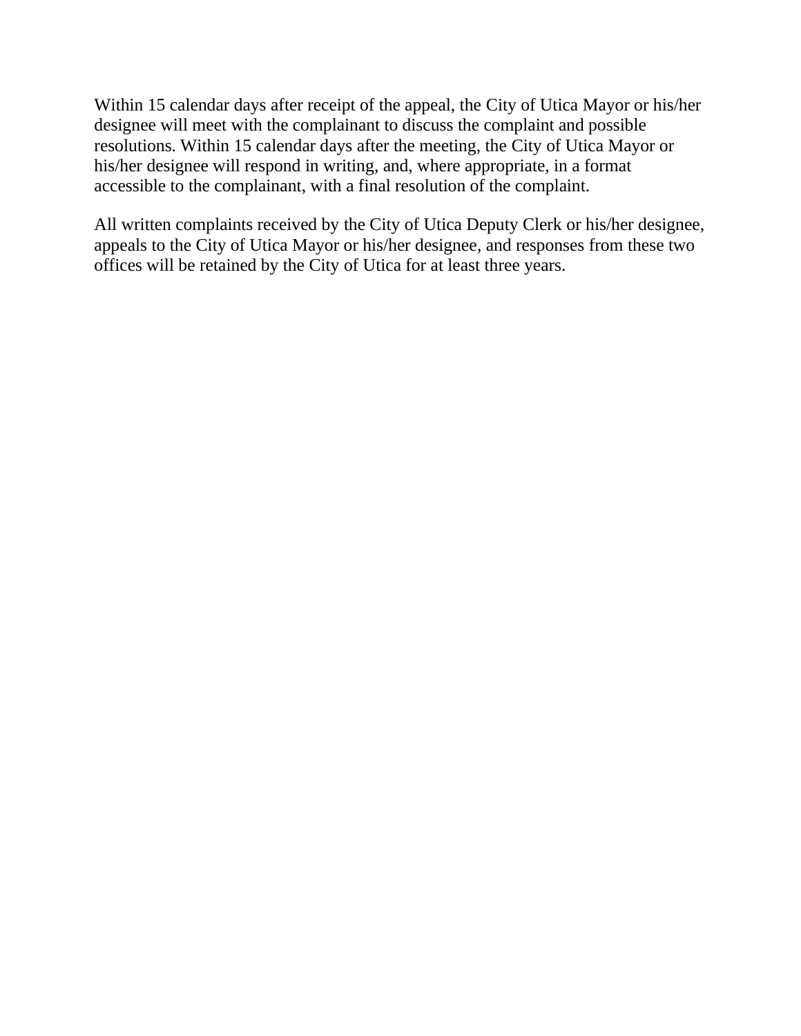Within 15 calendar days after receipt of the appeal, the City of Utica Mayor or his/her designee will meet with the complainant to discuss the complaint and possible resolutions. Within 15 calendar days after the meeting, the City of Utica Mayor or his/her designee will respond in writing, and, where appropriate, in a format accessible to the complainant, with a final resolution of the complaint.

All written complaints received by the City of Utica Deputy Clerk or his/her designee, appeals to the City of Utica Mayor or his/her designee, and responses from these two offices will be retained by the City of Utica for at least three years.